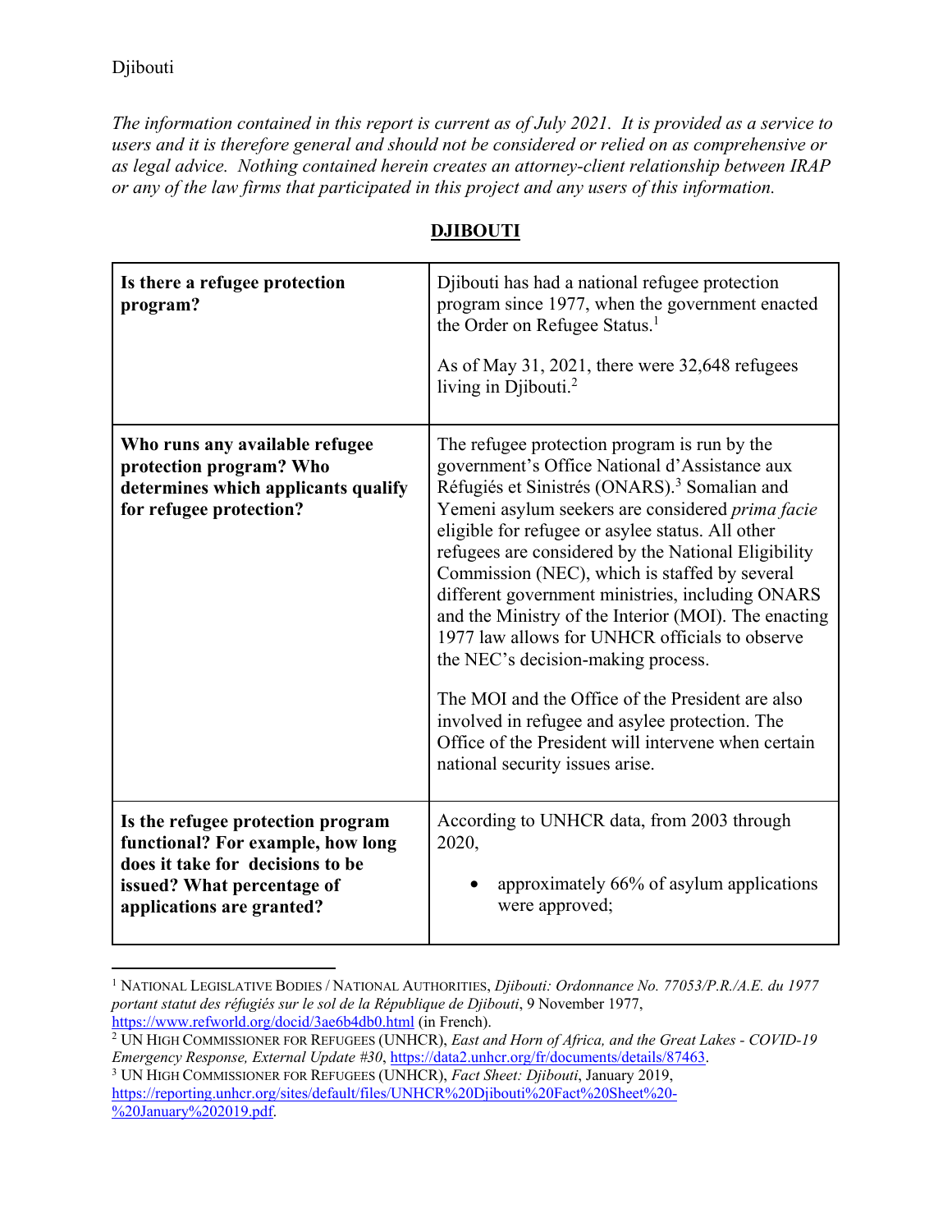Djibouti

*The information contained in this report is current as of July 2021. It is provided as a service to users and it is therefore general and should not be considered or relied on as comprehensive or as legal advice. Nothing contained herein creates an attorney-client relationship between IRAP or any of the law firms that participated in this project and any users of this information.*

# DJIBOUTI

| **Is there a refugee protection program?** | Djibouti has had a national refugee protection program since 1977, when the government enacted the Order on Refugee Status.[1]<br><br>As of May 31, 2021, there were 32,648 refugees living in Djibouti.[2] |
|---|---|
| **Who runs any available refugee protection program? Who determines which applicants qualify for refugee protection?** | The refugee protection program is run by the government's Office National d'Assistance aux Réfugiés et Sinistrés (ONARS).[3] Somalian and Yemeni asylum seekers are considered *prima facie* eligible for refugee or asylee status. All other refugees are considered by the National Eligibility Commission (NEC), which is staffed by several different government ministries, including ONARS and the Ministry of the Interior (MOI). The enacting 1977 law allows for UNHCR officials to observe the NEC's decision-making process.<br><br>The MOI and the Office of the President are also involved in refugee and asylee protection. The Office of the President will intervene when certain national security issues arise. |
| **Is the refugee protection program functional? For example, how long does it take for decisions to be issued? What percentage of applications are granted?** | According to UNHCR data, from 2003 through 2020,<br><br>• approximately 66% of asylum applications were approved; |

[1] National Legislative Bodies / National Authorities, *Djibouti: Ordonnance No. 77053/P.R./A.E. du 1977 portant statut des réfugiés sur le sol de la République de Djibouti*, 9 November 1977, https://www.refworld.org/docid/3ae6b4db0.html (in French).

[2] UN High Commissioner for Refugees (UNHCR), *East and Horn of Africa, and the Great Lakes - COVID-19 Emergency Response, External Update #30*, https://data2.unhcr.org/fr/documents/details/87463.

[3] UN High Commissioner for Refugees (UNHCR), *Fact Sheet: Djibouti*, January 2019, https://reporting.unhcr.org/sites/default/files/UNHCR%20Djibouti%20Fact%20Sheet%20-%20January%202019.pdf.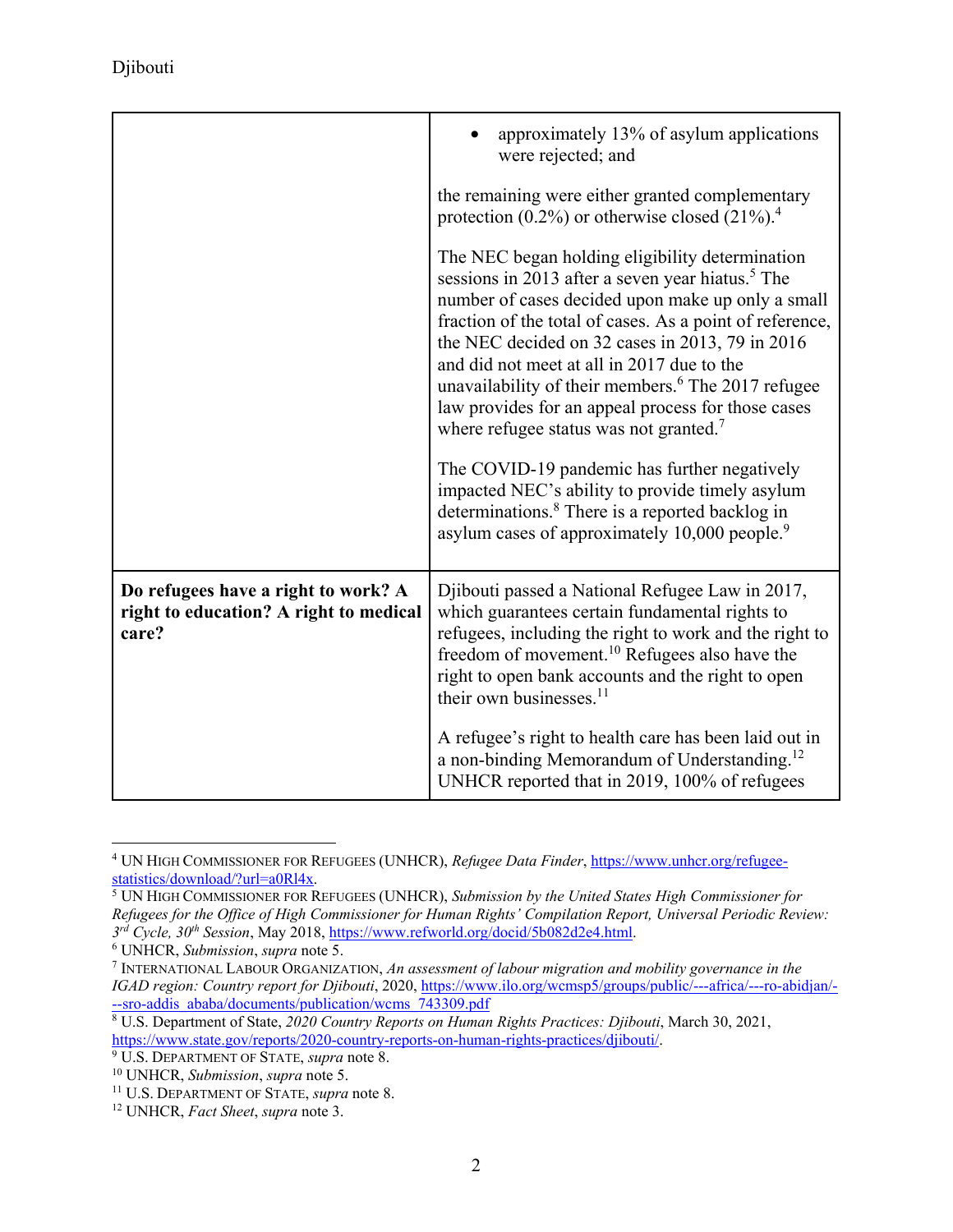| | |
|---|---|
| | • approximately 13% of asylum applications were rejected; and<br><br>the remaining were either granted complementary protection (0.2%) or otherwise closed (21%).[4]<br><br>The NEC began holding eligibility determination sessions in 2013 after a seven year hiatus.[5] The number of cases decided upon make up only a small fraction of the total of cases. As a point of reference, the NEC decided on 32 cases in 2013, 79 in 2016 and did not meet at all in 2017 due to the unavailability of their members.[6] The 2017 refugee law provides for an appeal process for those cases where refugee status was not granted.[7]<br><br>The COVID-19 pandemic has further negatively impacted NEC's ability to provide timely asylum determinations.[8] There is a reported backlog in asylum cases of approximately 10,000 people.[9] |
| **Do refugees have a right to work? A right to education? A right to medical care?** | Djibouti passed a National Refugee Law in 2017, which guarantees certain fundamental rights to refugees, including the right to work and the right to freedom of movement.[10] Refugees also have the right to open bank accounts and the right to open their own businesses.[11]<br><br>A refugee's right to health care has been laid out in a non-binding Memorandum of Understanding.[12] UNHCR reported that in 2019, 100% of refugees |

---

[4] UN HIGH COMMISSIONER FOR REFUGEES (UNHCR), *Refugee Data Finder*, https://www.unhcr.org/refugee-statistics/download/?url=a0Rl4x.

[5] UN HIGH COMMISSIONER FOR REFUGEES (UNHCR), *Submission by the United States High Commissioner for Refugees for the Office of High Commissioner for Human Rights' Compilation Report, Universal Periodic Review: 3rd Cycle, 30th Session*, May 2018, https://www.refworld.org/docid/5b082d2e4.html.

[6] UNHCR, *Submission*, *supra* note 5.

[7] INTERNATIONAL LABOUR ORGANIZATION, *An assessment of labour migration and mobility governance in the IGAD region: Country report for Djibouti*, 2020, https://www.ilo.org/wcmsp5/groups/public/---africa/---ro-abidjan/---sro-addis_ababa/documents/publication/wcms_743309.pdf

[8] U.S. Department of State, *2020 Country Reports on Human Rights Practices: Djibouti*, March 30, 2021, https://www.state.gov/reports/2020-country-reports-on-human-rights-practices/djibouti/.

[9] U.S. DEPARTMENT OF STATE, *supra* note 8.

[10] UNHCR, *Submission*, *supra* note 5.

[11] U.S. DEPARTMENT OF STATE, *supra* note 8.

[12] UNHCR, *Fact Sheet*, *supra* note 3.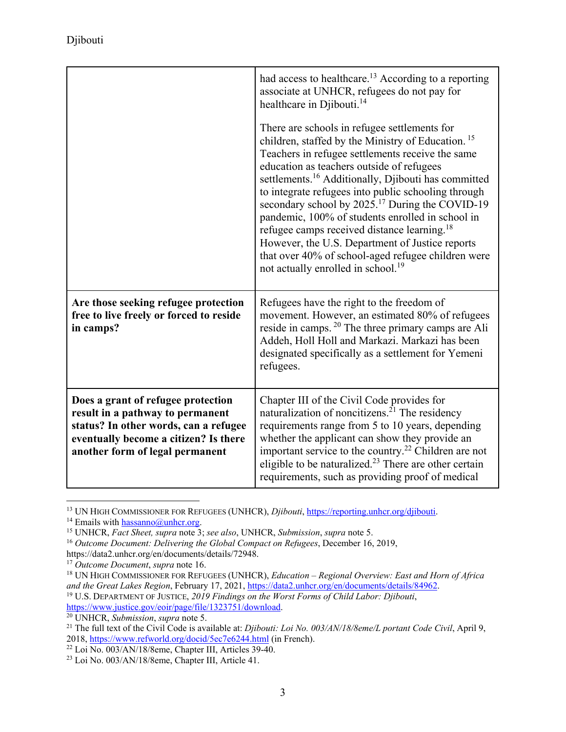| | |
|---|---|
| | had access to healthcare.[13] According to a reporting associate at UNHCR, refugees do not pay for healthcare in Djibouti.[14]<br><br>There are schools in refugee settlements for children, staffed by the Ministry of Education.[15] Teachers in refugee settlements receive the same education as teachers outside of refugees settlements.[16] Additionally, Djibouti has committed to integrate refugees into public schooling through secondary school by 2025.[17] During the COVID-19 pandemic, 100% of students enrolled in school in refugee camps received distance learning.[18] However, the U.S. Department of Justice reports that over 40% of school-aged refugee children were not actually enrolled in school.[19] |
| **Are those seeking refugee protection free to live freely or forced to reside in camps?** | Refugees have the right to the freedom of movement. However, an estimated 80% of refugees reside in camps.[20] The three primary camps are Ali Addeh, Holl Holl and Markazi. Markazi has been designated specifically as a settlement for Yemeni refugees. |
| **Does a grant of refugee protection result in a pathway to permanent status? In other words, can a refugee eventually become a citizen? Is there another form of legal permanent** | Chapter III of the Civil Code provides for naturalization of noncitizens.[21] The residency requirements range from 5 to 10 years, depending whether the applicant can show they provide an important service to the country.[22] Children are not eligible to be naturalized.[23] There are other certain requirements, such as providing proof of medical |

[13] UN High Commissioner for Refugees (UNHCR), *Djibouti*, https://reporting.unhcr.org/djibouti.

[14] Emails with hassanno@unhcr.org.

[15] UNHCR, *Fact Sheet, supra* note 3; *see also*, UNHCR, *Submission*, *supra* note 5.

[16] *Outcome Document: Delivering the Global Compact on Refugees*, December 16, 2019, https://data2.unhcr.org/en/documents/details/72948.

[17] *Outcome Document*, *supra* note 16.

[18] UN High Commissioner for Refugees (UNHCR), *Education – Regional Overview: East and Horn of Africa and the Great Lakes Region*, February 17, 2021, https://data2.unhcr.org/en/documents/details/84962.

[19] U.S. Department of Justice, *2019 Findings on the Worst Forms of Child Labor: Djibouti*, https://www.justice.gov/eoir/page/file/1323751/download.

[20] UNHCR, *Submission*, *supra* note 5.

[21] The full text of the Civil Code is available at: *Djibouti: Loi No. 003/AN/18/8eme/L portant Code Civil*, April 9, 2018, https://www.refworld.org/docid/5ec7e6244.html (in French).

[22] Loi No. 003/AN/18/8eme, Chapter III, Articles 39-40.

[23] Loi No. 003/AN/18/8eme, Chapter III, Article 41.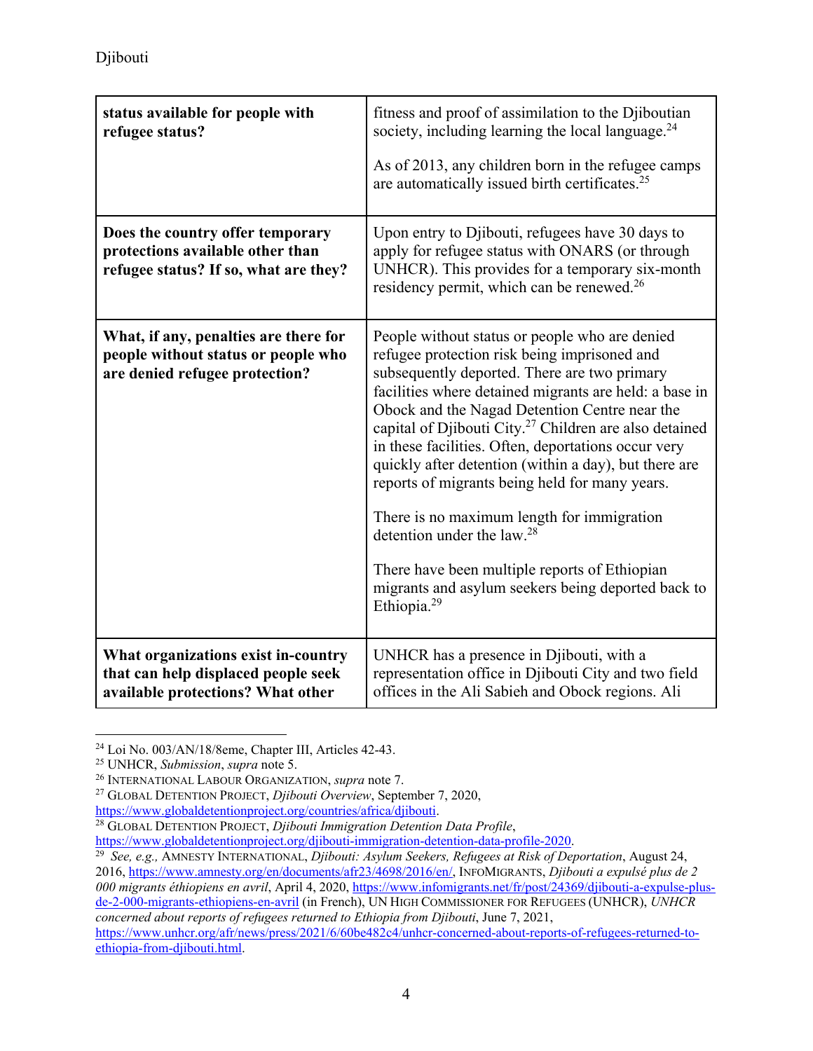| status available for people with refugee status? | fitness and proof of assimilation to the Djiboutian society, including learning the local language.[24]<br><br>As of 2013, any children born in the refugee camps are automatically issued birth certificates.[25] |
|---|---|
| **Does the country offer temporary protections available other than refugee status? If so, what are they?** | Upon entry to Djibouti, refugees have 30 days to apply for refugee status with ONARS (or through UNHCR). This provides for a temporary six-month residency permit, which can be renewed.[26] |
| **What, if any, penalties are there for people without status or people who are denied refugee protection?** | People without status or people who are denied refugee protection risk being imprisoned and subsequently deported. There are two primary facilities where detained migrants are held: a base in Obock and the Nagad Detention Centre near the capital of Djibouti City.[27] Children are also detained in these facilities. Often, deportations occur very quickly after detention (within a day), but there are reports of migrants being held for many years.<br><br>There is no maximum length for immigration detention under the law.[28]<br><br>There have been multiple reports of Ethiopian migrants and asylum seekers being deported back to Ethiopia.[29] |
| **What organizations exist in-country that can help displaced people seek available protections? What other** | UNHCR has a presence in Djibouti, with a representation office in Djibouti City and two field offices in the Ali Sabieh and Obock regions. Ali |

[24] Loi No. 003/AN/18/8eme, Chapter III, Articles 42-43.

[25] UNHCR, *Submission*, *supra* note 5.

[26] INTERNATIONAL LABOUR ORGANIZATION, *supra* note 7.

[27] GLOBAL DETENTION PROJECT, *Djibouti Overview*, September 7, 2020, https://www.globaldetentionproject.org/countries/africa/djibouti.

[28] GLOBAL DETENTION PROJECT, *Djibouti Immigration Detention Data Profile*, https://www.globaldetentionproject.org/djibouti-immigration-detention-data-profile-2020.

[29] *See, e.g.,* AMNESTY INTERNATIONAL, *Djibouti: Asylum Seekers, Refugees at Risk of Deportation*, August 24, 2016, https://www.amnesty.org/en/documents/afr23/4698/2016/en/, INFOMIGRANTS, *Djibouti a expulsé plus de 2 000 migrants éthiopiens en avril*, April 4, 2020, https://www.infomigrants.net/fr/post/24369/djibouti-a-expulse-plus-de-2-000-migrants-ethiopiens-en-avril (in French), UN HIGH COMMISSIONER FOR REFUGEES (UNHCR), *UNHCR concerned about reports of refugees returned to Ethiopia from Djibouti*, June 7, 2021, https://www.unhcr.org/afr/news/press/2021/6/60be482c4/unhcr-concerned-about-reports-of-refugees-returned-to-ethiopia-from-djibouti.html.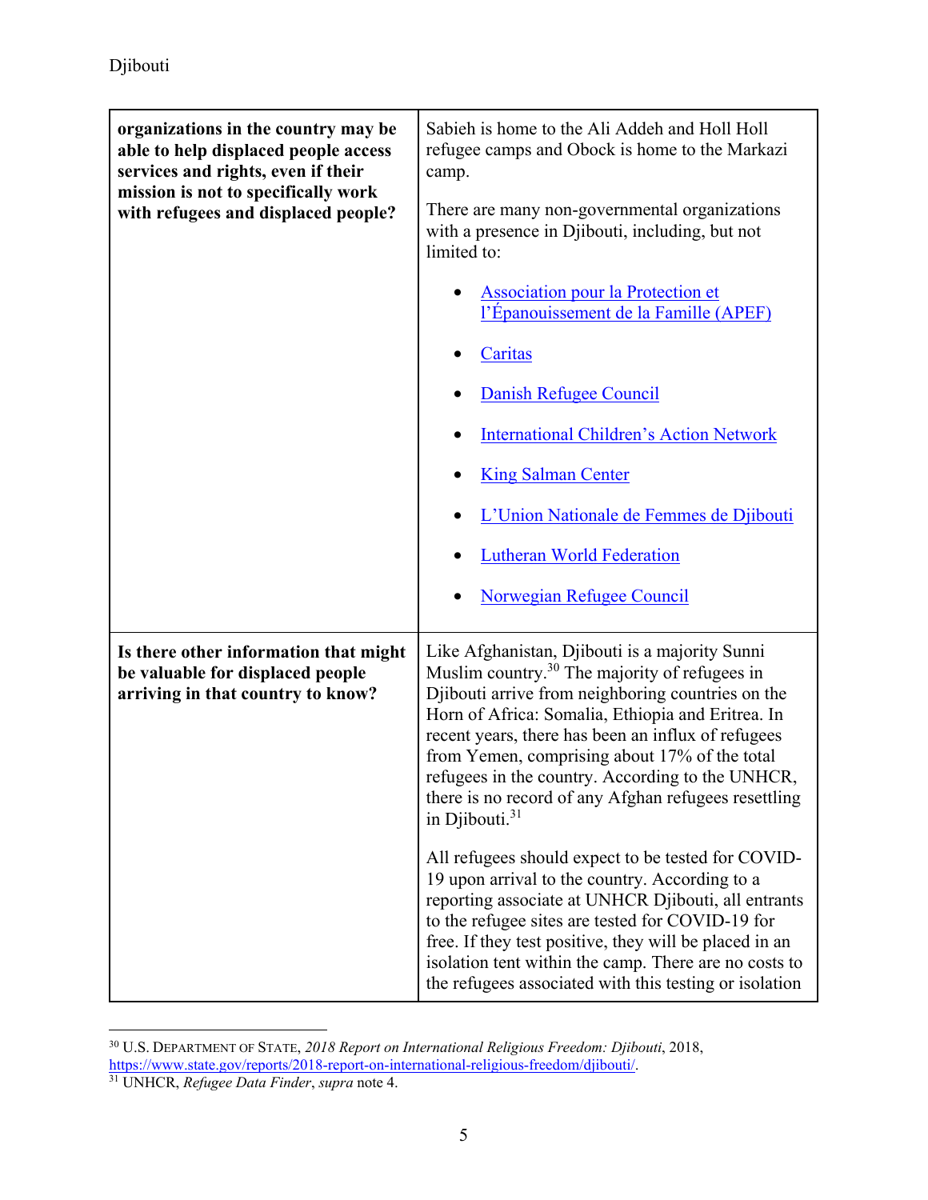| organizations in the country may be able to help displaced people access services and rights, even if their mission is not to specifically work with refugees and displaced people? | Sabieh is home to the Ali Addeh and Holl Holl refugee camps and Obock is home to the Markazi camp.<br><br>There are many non-governmental organizations with a presence in Djibouti, including, but not limited to:<br><br>• Association pour la Protection et l'Épanouissement de la Famille (APEF)<br>• Caritas<br>• Danish Refugee Council<br>• International Children's Action Network<br>• King Salman Center<br>• L'Union Nationale de Femmes de Djibouti<br>• Lutheran World Federation<br>• Norwegian Refugee Council |
|---|---|
| **Is there other information that might be valuable for displaced people arriving in that country to know?** | Like Afghanistan, Djibouti is a majority Sunni Muslim country.[30] The majority of refugees in Djibouti arrive from neighboring countries on the Horn of Africa: Somalia, Ethiopia and Eritrea. In recent years, there has been an influx of refugees from Yemen, comprising about 17% of the total refugees in the country. According to the UNHCR, there is no record of any Afghan refugees resettling in Djibouti.[31]<br><br>All refugees should expect to be tested for COVID-19 upon arrival to the country. According to a reporting associate at UNHCR Djibouti, all entrants to the refugee sites are tested for COVID-19 for free. If they test positive, they will be placed in an isolation tent within the camp. There are no costs to the refugees associated with this testing or isolation |

[30] U.S. DEPARTMENT OF STATE, *2018 Report on International Religious Freedom: Djibouti*, 2018, https://www.state.gov/reports/2018-report-on-international-religious-freedom/djibouti/.

[31] UNHCR, *Refugee Data Finder*, *supra* note 4.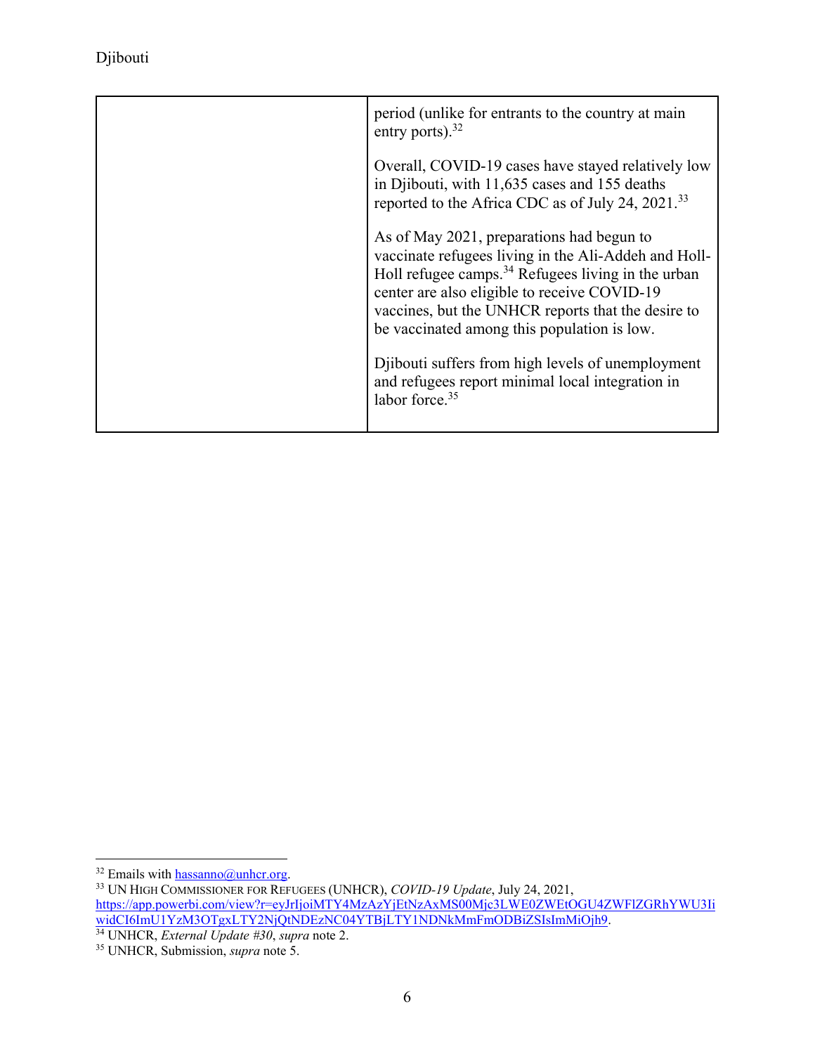| | |
|---|---|
| | period (unlike for entrants to the country at main entry ports).[32]<br><br>Overall, COVID-19 cases have stayed relatively low in Djibouti, with 11,635 cases and 155 deaths reported to the Africa CDC as of July 24, 2021.[33]<br><br>As of May 2021, preparations had begun to vaccinate refugees living in the Ali-Addeh and Holl-Holl refugee camps.[34] Refugees living in the urban center are also eligible to receive COVID-19 vaccines, but the UNHCR reports that the desire to be vaccinated among this population is low.<br><br>Djibouti suffers from high levels of unemployment and refugees report minimal local integration in labor force.[35] |

[32] Emails with hassanno@unhcr.org.

[33] UN HIGH COMMISSIONER FOR REFUGEES (UNHCR), *COVID-19 Update*, July 24, 2021, https://app.powerbi.com/view?r=eyJrIjoiMTY4MzAzYjEtNzAxMS00Mjc3LWE0ZWEtOGU4ZWFlZGRhYWU3IiwidCI6ImU1YzM3OTgxLTY2NjQtNDEzNC04YTBjLTY1NDNkMmFmODBiZSIsImMiOjh9.

[34] UNHCR, *External Update #30*, *supra* note 2.

[35] UNHCR, Submission, *supra* note 5.